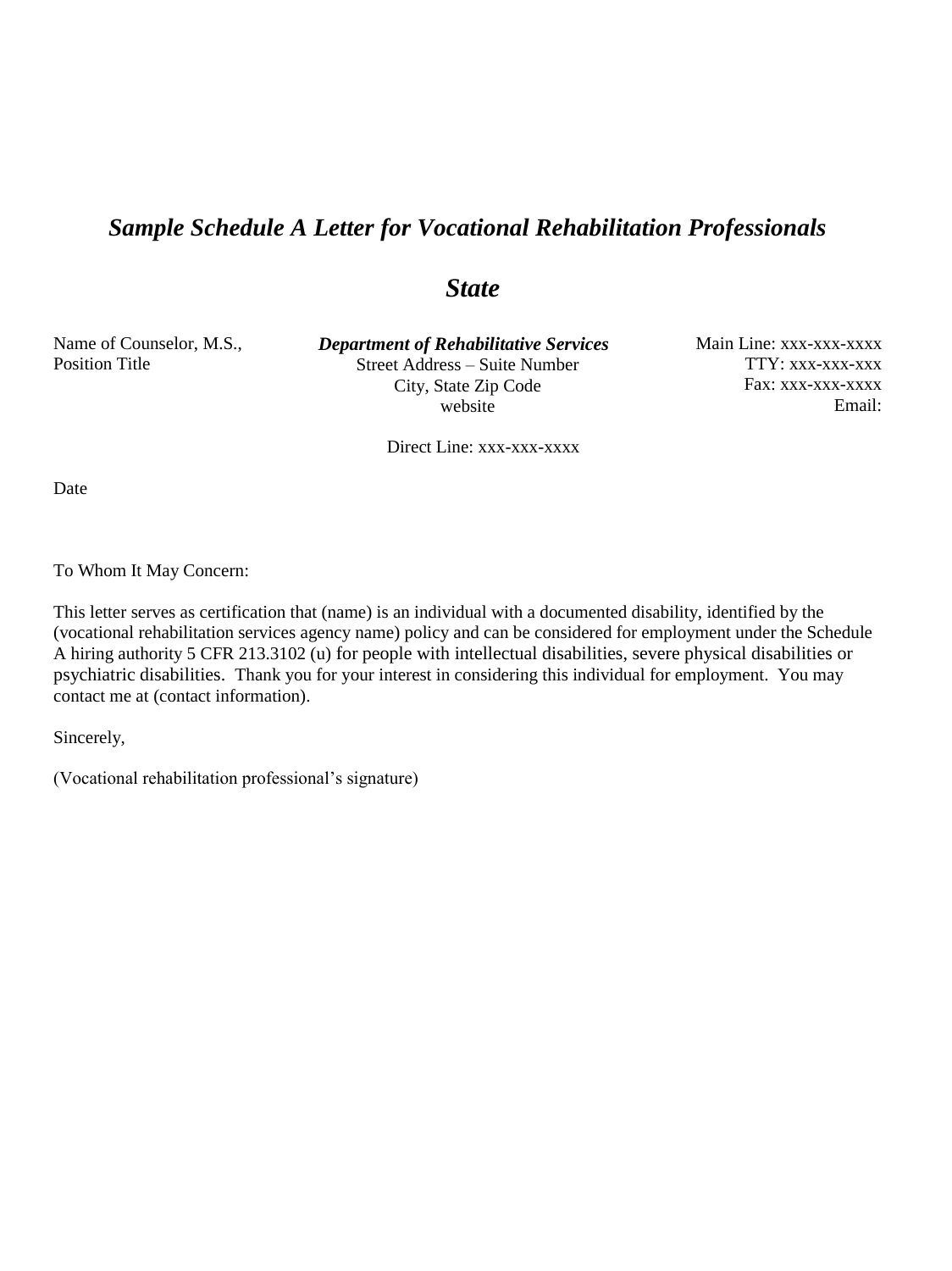# *Sample Schedule A Letter for Vocational Rehabilitation Professionals*

## *State*

Name of Counselor, M.S.,
Position Title

***Department of Rehabilitative Services***
Street Address – Suite Number
City, State Zip Code
website

Main Line: xxx-xxx-xxxx
TTY: xxx-xxx-xxx
Fax: xxx-xxx-xxxx
Email:

Direct Line: xxx-xxx-xxxx

Date

To Whom It May Concern:

This letter serves as certification that (name) is an individual with a documented disability, identified by the (vocational rehabilitation services agency name) policy and can be considered for employment under the Schedule A hiring authority 5 CFR 213.3102 (u) for people with intellectual disabilities, severe physical disabilities or psychiatric disabilities. Thank you for your interest in considering this individual for employment. You may contact me at (contact information).

Sincerely,

(Vocational rehabilitation professional's signature)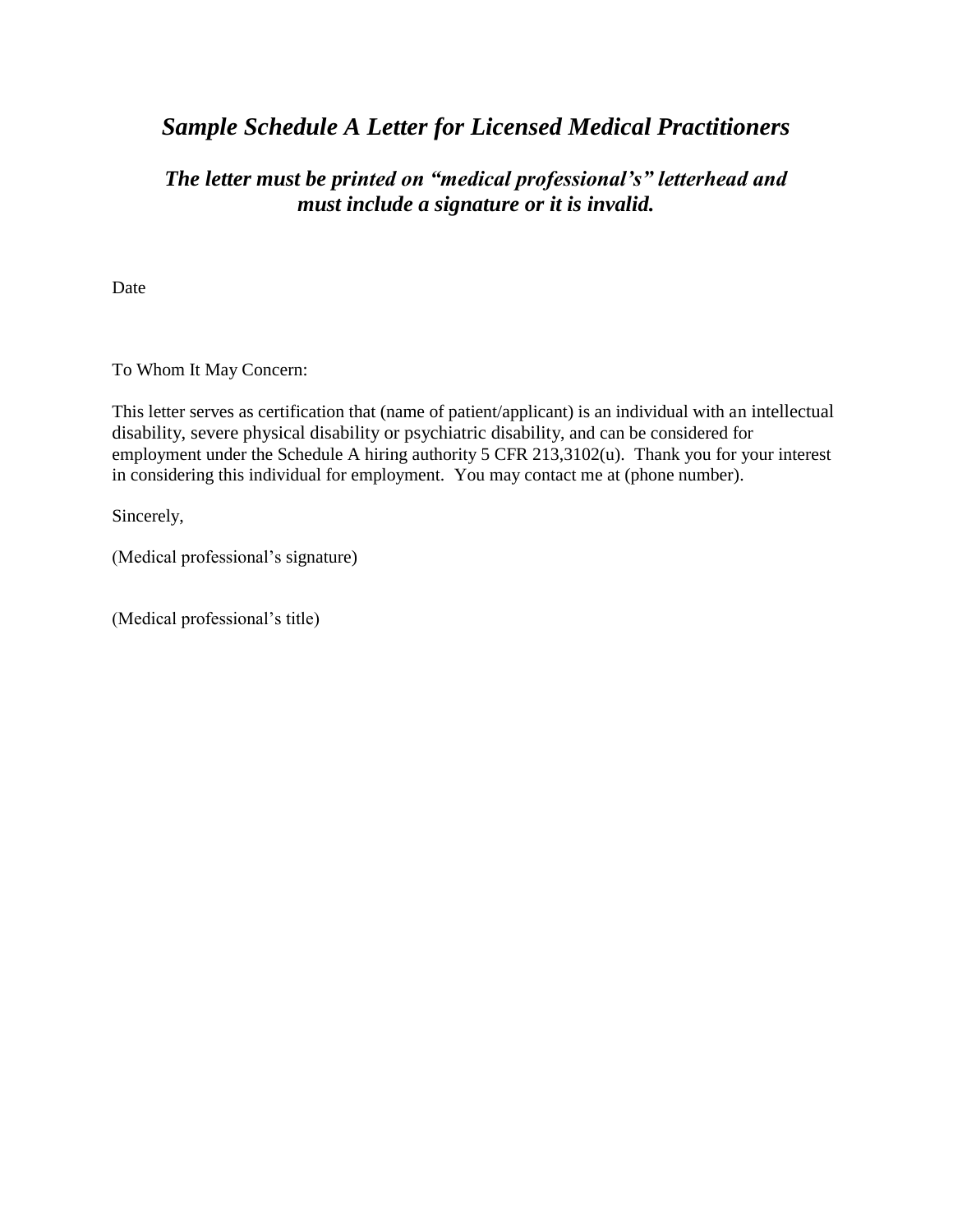## *Sample Schedule A Letter for Licensed Medical Practitioners*

### *The letter must be printed on "medical professional's" letterhead and must include a signature or it is invalid.*

Date

To Whom It May Concern:

This letter serves as certification that (name of patient/applicant) is an individual with an intellectual disability, severe physical disability or psychiatric disability, and can be considered for employment under the Schedule A hiring authority 5 CFR 213,3102(u). Thank you for your interest in considering this individual for employment. You may contact me at (phone number).

Sincerely,

(Medical professional's signature)

(Medical professional's title)